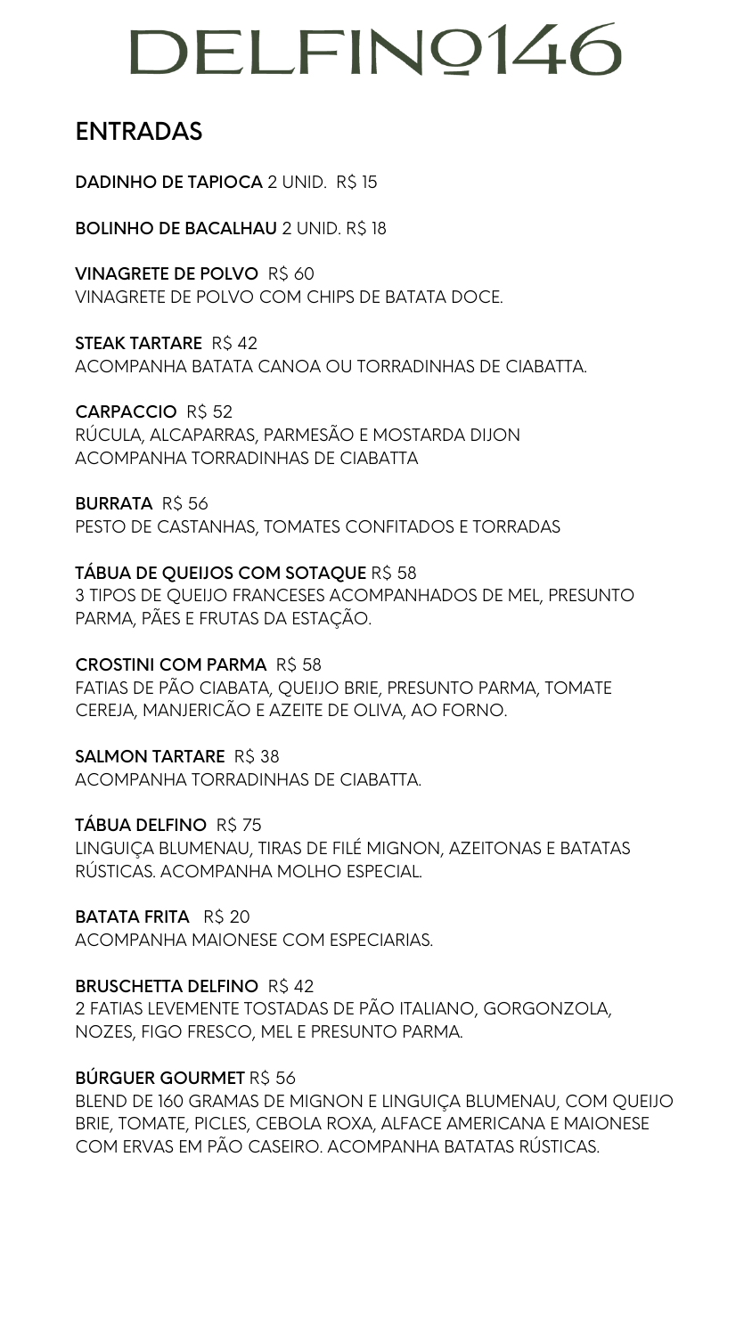# DELFINO146

## ENTRADAS

**DADINHO DE TAPIOCA** 2 UNID. R$ 15

**BOLINHO DE BACALHAU** 2 UNID. R$ 18

**VINAGRETE DE POLVO** R$ 60
VINAGRETE DE POLVO COM CHIPS DE BATATA DOCE.

**STEAK TARTARE** R$ 42
ACOMPANHA BATATA CANOA OU TORRADINHAS DE CIABATTA.

**CARPACCIO** R$ 52
RÚCULA, ALCAPARRAS, PARMESÃO E MOSTARDA DIJON
ACOMPANHA TORRADINHAS DE CIABATTA

**BURRATA** R$ 56
PESTO DE CASTANHAS, TOMATES CONFITADOS E TORRADAS

**TÁBUA DE QUEIJOS COM SOTAQUE** R$ 58
3 TIPOS DE QUEIJO FRANCESES ACOMPANHADOS DE MEL, PRESUNTO PARMA, PÃES E FRUTAS DA ESTAÇÃO.

**CROSTINI COM PARMA** R$ 58
FATIAS DE PÃO CIABATA, QUEIJO BRIE, PRESUNTO PARMA, TOMATE CEREJA, MANJERICÃO E AZEITE DE OLIVA, AO FORNO.

**SALMON TARTARE** R$ 38
ACOMPANHA TORRADINHAS DE CIABATTA.

**TÁBUA DELFINO** R$ 75
LINGUIÇA BLUMENAU, TIRAS DE FILÉ MIGNON, AZEITONAS E BATATAS RÚSTICAS. ACOMPANHA MOLHO ESPECIAL.

**BATATA FRITA** R$ 20
ACOMPANHA MAIONESE COM ESPECIARIAS.

**BRUSCHETTA DELFINO** R$ 42
2 FATIAS LEVEMENTE TOSTADAS DE PÃO ITALIANO, GORGONZOLA, NOZES, FIGO FRESCO, MEL E PRESUNTO PARMA.

**BÚRGUER GOURMET** R$ 56
BLEND DE 160 GRAMAS DE MIGNON E LINGUIÇA BLUMENAU, COM QUEIJO BRIE, TOMATE, PICLES, CEBOLA ROXA, ALFACE AMERICANA E MAIONESE COM ERVAS EM PÃO CASEIRO. ACOMPANHA BATATAS RÚSTICAS.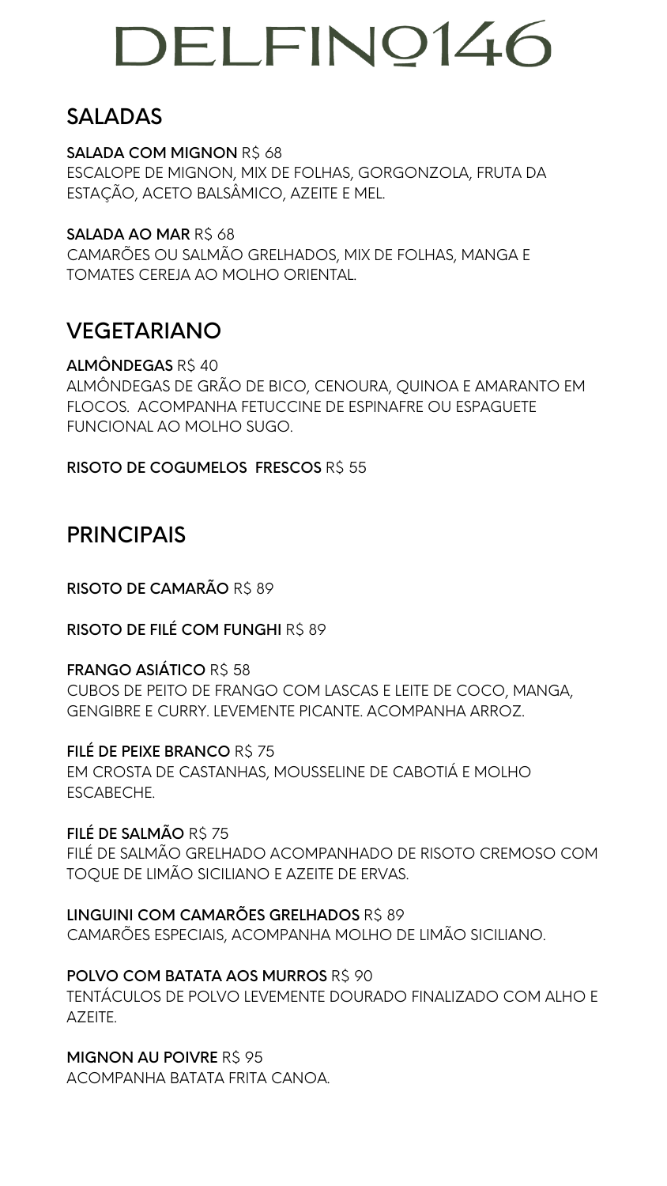# DELFINO146

## SALADAS

**SALADA COM MIGNON** R$ 68
ESCALOPE DE MIGNON, MIX DE FOLHAS, GORGONZOLA, FRUTA DA ESTAÇÃO, ACETO BALSÂMICO, AZEITE E MEL.

**SALADA AO MAR** R$ 68
CAMARÕES OU SALMÃO GRELHADOS, MIX DE FOLHAS, MANGA E TOMATES CEREJA AO MOLHO ORIENTAL.

## VEGETARIANO

**ALMÔNDEGAS** R$ 40
ALMÔNDEGAS DE GRÃO DE BICO, CENOURA, QUINOA E AMARANTO EM FLOCOS. ACOMPANHA FETUCCINE DE ESPINAFRE OU ESPAGUETE FUNCIONAL AO MOLHO SUGO.

**RISOTO DE COGUMELOS FRESCOS** R$ 55

## PRINCIPAIS

**RISOTO DE CAMARÃO** R$ 89

**RISOTO DE FILÉ COM FUNGHI** R$ 89

**FRANGO ASIÁTICO** R$ 58
CUBOS DE PEITO DE FRANGO COM LASCAS E LEITE DE COCO, MANGA, GENGIBRE E CURRY. LEVEMENTE PICANTE. ACOMPANHA ARROZ.

**FILÉ DE PEIXE BRANCO** R$ 75
EM CROSTA DE CASTANHAS, MOUSSELINE DE CABOTIÁ E MOLHO ESCABECHE.

**FILÉ DE SALMÃO** R$ 75
FILÉ DE SALMÃO GRELHADO ACOMPANHADO DE RISOTO CREMOSO COM TOQUE DE LIMÃO SICILIANO E AZEITE DE ERVAS.

**LINGUINI COM CAMARÕES GRELHADOS** R$ 89
CAMARÕES ESPECIAIS, ACOMPANHA MOLHO DE LIMÃO SICILIANO.

**POLVO COM BATATA AOS MURROS** R$ 90
TENTÁCULOS DE POLVO LEVEMENTE DOURADO FINALIZADO COM ALHO E AZEITE.

**MIGNON AU POIVRE** R$ 95
ACOMPANHA BATATA FRITA CANOA.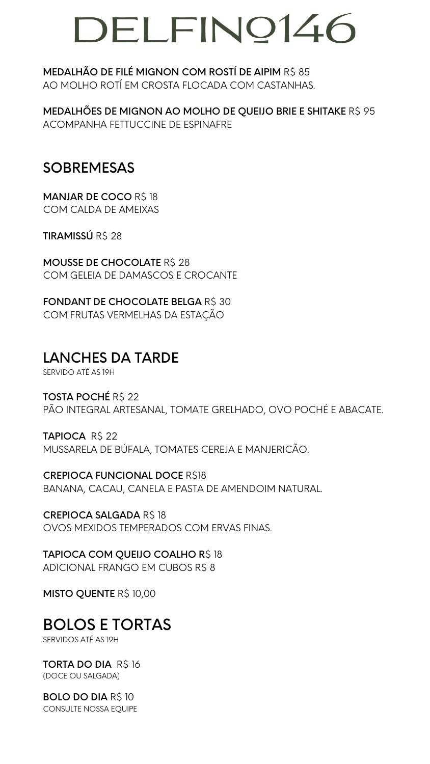# DELFINO146

**MEDALHÃO DE FILÉ MIGNON COM ROSTÍ DE AIPIM** R$ 85
AO MOLHO ROTÍ EM CROSTA FLOCADA COM CASTANHAS.

**MEDALHÕES DE MIGNON AO MOLHO DE QUEIJO BRIE E SHITAKE** R$ 95
ACOMPANHA FETTUCCINE DE ESPINAFRE

## SOBREMESAS

**MANJAR DE COCO** R$ 18
COM CALDA DE AMEIXAS

**TIRAMISSÚ** R$ 28

**MOUSSE DE CHOCOLATE** R$ 28
COM GELEIA DE DAMASCOS E CROCANTE

**FONDANT DE CHOCOLATE BELGA** R$ 30
COM FRUTAS VERMELHAS DA ESTAÇÃO

## LANCHES DA TARDE

SERVIDO ATÉ AS 19H

**TOSTA POCHÉ** R$ 22
PÃO INTEGRAL ARTESANAL, TOMATE GRELHADO, OVO POCHÉ E ABACATE.

**TAPIOCA** R$ 22
MUSSARELA DE BÚFALA, TOMATES CEREJA E MANJERICÃO.

**CREPIOCA FUNCIONAL DOCE** R$18
BANANA, CACAU, CANELA E PASTA DE AMENDOIM NATURAL.

**CREPIOCA SALGADA** R$ 18
OVOS MEXIDOS TEMPERADOS COM ERVAS FINAS.

**TAPIOCA COM QUEIJO COALHO R**$ 18
ADICIONAL FRANGO EM CUBOS R$ 8

**MISTO QUENTE** R$ 10,00

## BOLOS E TORTAS

SERVIDOS ATÉ AS 19H

**TORTA DO DIA** R$ 16
(DOCE OU SALGADA)

**BOLO DO DIA** R$ 10
CONSULTE NOSSA EQUIPE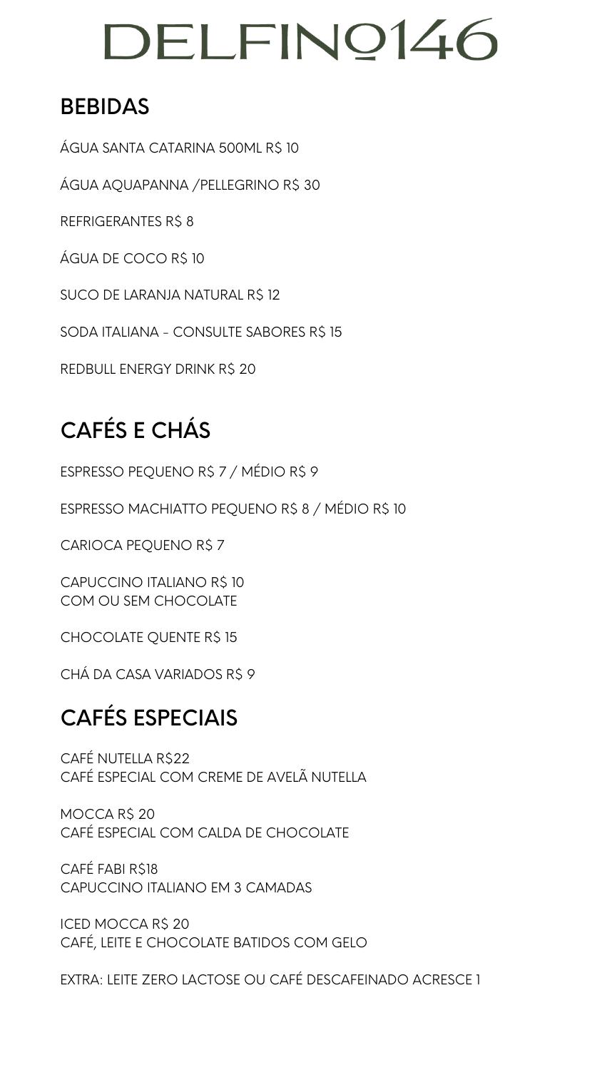# DELFINO146

## BEBIDAS

ÁGUA SANTA CATARINA 500ML R$ 10

ÁGUA AQUAPANNA /PELLEGRINO R$ 30

REFRIGERANTES R$ 8

ÁGUA DE COCO R$ 10

SUCO DE LARANJA NATURAL R$ 12

SODA ITALIANA - CONSULTE SABORES R$ 15

REDBULL ENERGY DRINK R$ 20

## CAFÉS E CHÁS

ESPRESSO PEQUENO R$ 7 / MÉDIO R$ 9

ESPRESSO MACHIATTO PEQUENO R$ 8 / MÉDIO R$ 10

CARIOCA PEQUENO R$ 7

CAPUCCINO ITALIANO R$ 10
COM OU SEM CHOCOLATE

CHOCOLATE QUENTE R$ 15

CHÁ DA CASA VARIADOS R$ 9

## CAFÉS ESPECIAIS

CAFÉ NUTELLA R$22
CAFÉ ESPECIAL COM CREME DE AVELÃ NUTELLA

MOCCA R$ 20
CAFÉ ESPECIAL COM CALDA DE CHOCOLATE

CAFÉ FABI R$18
CAPUCCINO ITALIANO EM 3 CAMADAS

ICED MOCCA R$ 20
CAFÉ, LEITE E CHOCOLATE BATIDOS COM GELO

EXTRA: LEITE ZERO LACTOSE OU CAFÉ DESCAFEINADO ACRESCE 1